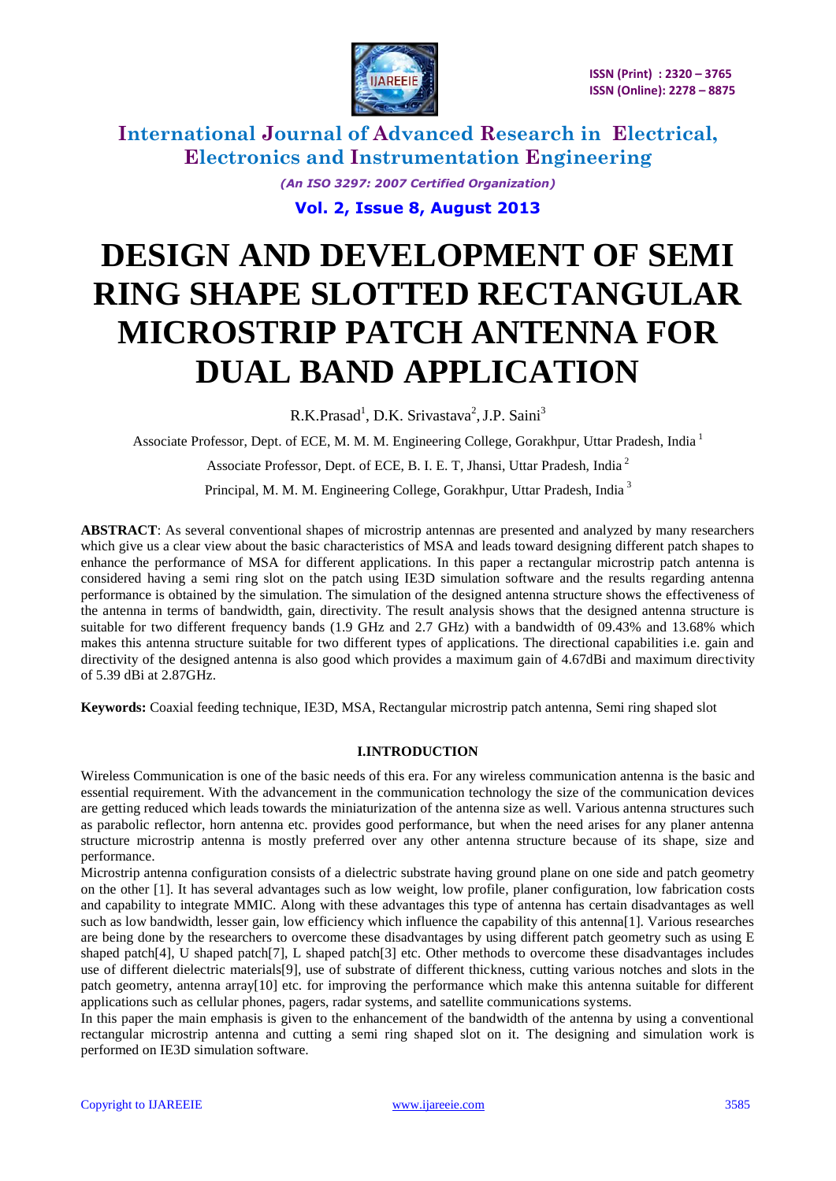# DESIGN AND DEVELOPMENT OF SEMI RING SHAPE SLOTTED RECTANGULAR MICROSTRIP PATCH ANTENNA FOR DUAL BAND APPLICATION

R.K.Prasad[1], D.K. Srivastava[2], J.P. Saini[3]

Associate Professor, Dept. of ECE, M. M. M. Engineering College, Gorakhpur, Uttar Pradesh, India [1]

Associate Professor, Dept. of ECE, B. I. E. T, Jhansi, Uttar Pradesh, India [2]

Principal, M. M. M. Engineering College, Gorakhpur, Uttar Pradesh, India [3]

**ABSTRACT**: As several conventional shapes of microstrip antennas are presented and analyzed by many researchers which give us a clear view about the basic characteristics of MSA and leads toward designing different patch shapes to enhance the performance of MSA for different applications. In this paper a rectangular microstrip patch antenna is considered having a semi ring slot on the patch using IE3D simulation software and the results regarding antenna performance is obtained by the simulation. The simulation of the designed antenna structure shows the effectiveness of the antenna in terms of bandwidth, gain, directivity. The result analysis shows that the designed antenna structure is suitable for two different frequency bands (1.9 GHz and 2.7 GHz) with a bandwidth of 09.43% and 13.68% which makes this antenna structure suitable for two different types of applications. The directional capabilities i.e. gain and directivity of the designed antenna is also good which provides a maximum gain of 4.67dBi and maximum directivity of 5.39 dBi at 2.87GHz.

**Keywords:** Coaxial feeding technique, IE3D, MSA, Rectangular microstrip patch antenna, Semi ring shaped slot

## I.INTRODUCTION

Wireless Communication is one of the basic needs of this era. For any wireless communication antenna is the basic and essential requirement. With the advancement in the communication technology the size of the communication devices are getting reduced which leads towards the miniaturization of the antenna size as well. Various antenna structures such as parabolic reflector, horn antenna etc. provides good performance, but when the need arises for any planer antenna structure microstrip antenna is mostly preferred over any other antenna structure because of its shape, size and performance.

Microstrip antenna configuration consists of a dielectric substrate having ground plane on one side and patch geometry on the other [1]. It has several advantages such as low weight, low profile, planer configuration, low fabrication costs and capability to integrate MMIC. Along with these advantages this type of antenna has certain disadvantages as well such as low bandwidth, lesser gain, low efficiency which influence the capability of this antenna[1]. Various researches are being done by the researchers to overcome these disadvantages by using different patch geometry such as using E shaped patch[4], U shaped patch[7], L shaped patch[3] etc. Other methods to overcome these disadvantages includes use of different dielectric materials[9], use of substrate of different thickness, cutting various notches and slots in the patch geometry, antenna array[10] etc. for improving the performance which make this antenna suitable for different applications such as cellular phones, pagers, radar systems, and satellite communications systems.

In this paper the main emphasis is given to the enhancement of the bandwidth of the antenna by using a conventional rectangular microstrip antenna and cutting a semi ring shaped slot on it. The designing and simulation work is performed on IE3D simulation software.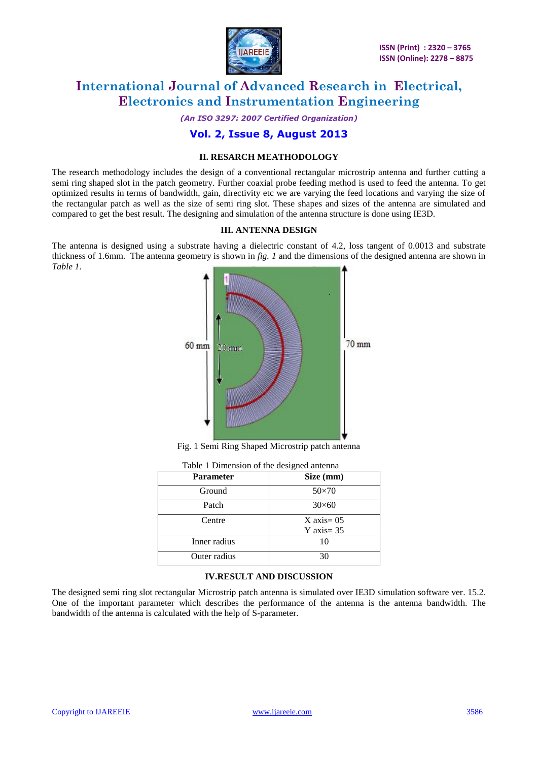## II. RESARCH MEATHODOLOGY

The research methodology includes the design of a conventional rectangular microstrip antenna and further cutting a semi ring shaped slot in the patch geometry. Further coaxial probe feeding method is used to feed the antenna. To get optimized results in terms of bandwidth, gain, directivity etc we are varying the feed locations and varying the size of the rectangular patch as well as the size of semi ring slot. These shapes and sizes of the antenna are simulated and compared to get the best result. The designing and simulation of the antenna structure is done using IE3D.

## III. ANTENNA DESIGN

The antenna is designed using a substrate having a dielectric constant of 4.2, loss tangent of 0.0013 and substrate thickness of 1.6mm. The antenna geometry is shown in *fig. 1* and the dimensions of the designed antenna are shown in *Table 1*.

Fig. 1 Semi Ring Shaped Microstrip patch antenna

Table 1 Dimension of the designed antenna

| Parameter | Size (mm) |
|---|---|
| Ground | 50×70 |
| Patch | 30×60 |
| Centre | X axis= 05<br>Y axis= 35 |
| Inner radius | 10 |
| Outer radius | 30 |

## IV.RESULT AND DISCUSSION

The designed semi ring slot rectangular Microstrip patch antenna is simulated over IE3D simulation software ver. 15.2. One of the important parameter which describes the performance of the antenna is the antenna bandwidth. The bandwidth of the antenna is calculated with the help of S-parameter.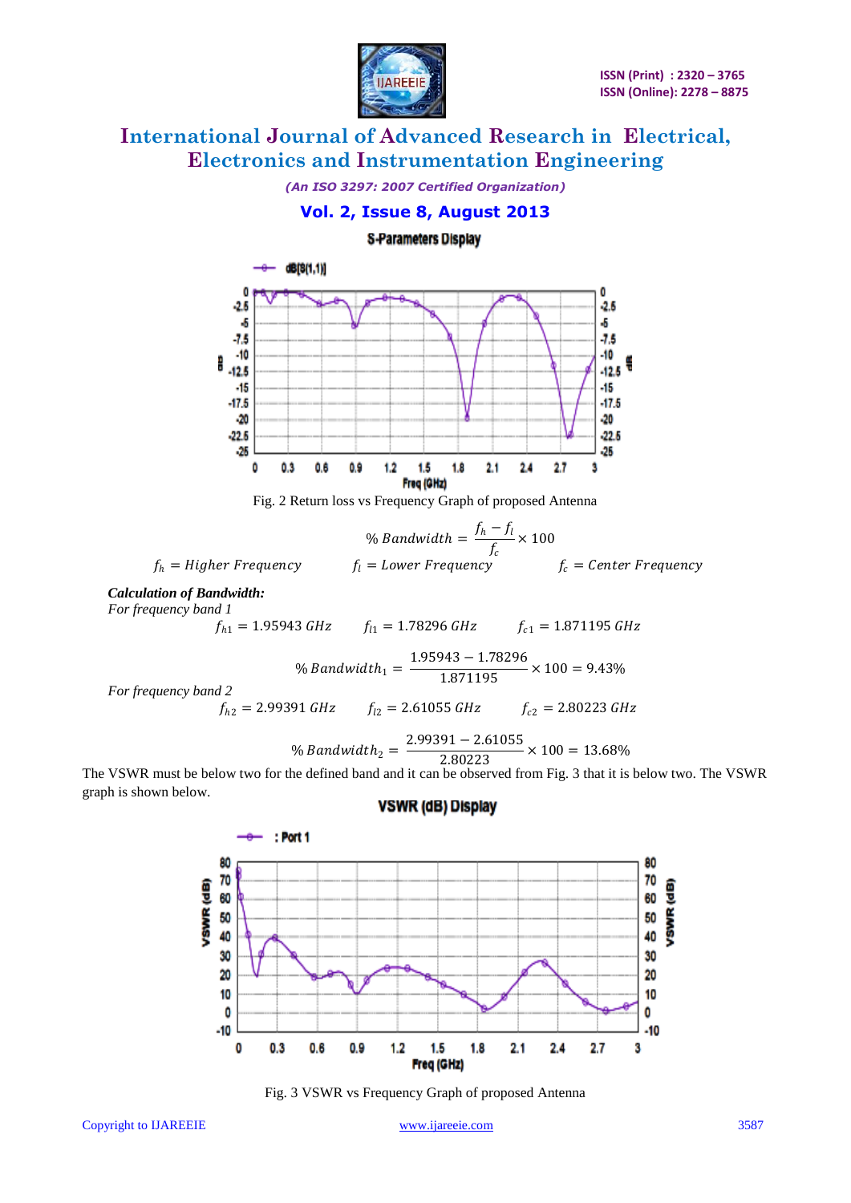Fig. 2 Return loss vs Frequency Graph of proposed Antenna

$$\%\ Bandwidth = \frac{f_h - f_l}{f_c} \times 100$$

$f_h = Higher\ Frequency$ $f_l = Lower\ Frequency$ $f_c = Center\ Frequency$

***Calculation of Bandwidth:***

*For frequency band 1*

$f_{h1} = 1.95943\ GHz$ $f_{l1} = 1.78296\ GHz$ $f_{c1} = 1.871195\ GHz$

$$\%\ Bandwidth_1 = \frac{1.95943 - 1.78296}{1.871195} \times 100 = 9.43\%$$

*For frequency band 2*

$f_{h2} = 2.99391\ GHz$ $f_{l2} = 2.61055\ GHz$ $f_{c2} = 2.80223\ GHz$

$$\%\ Bandwidth_2 = \frac{2.99391 - 2.61055}{2.80223} \times 100 = 13.68\%$$

The VSWR must be below two for the defined band and it can be observed from Fig. 3 that it is below two. The VSWR graph is shown below.

Fig. 3 VSWR vs Frequency Graph of proposed Antenna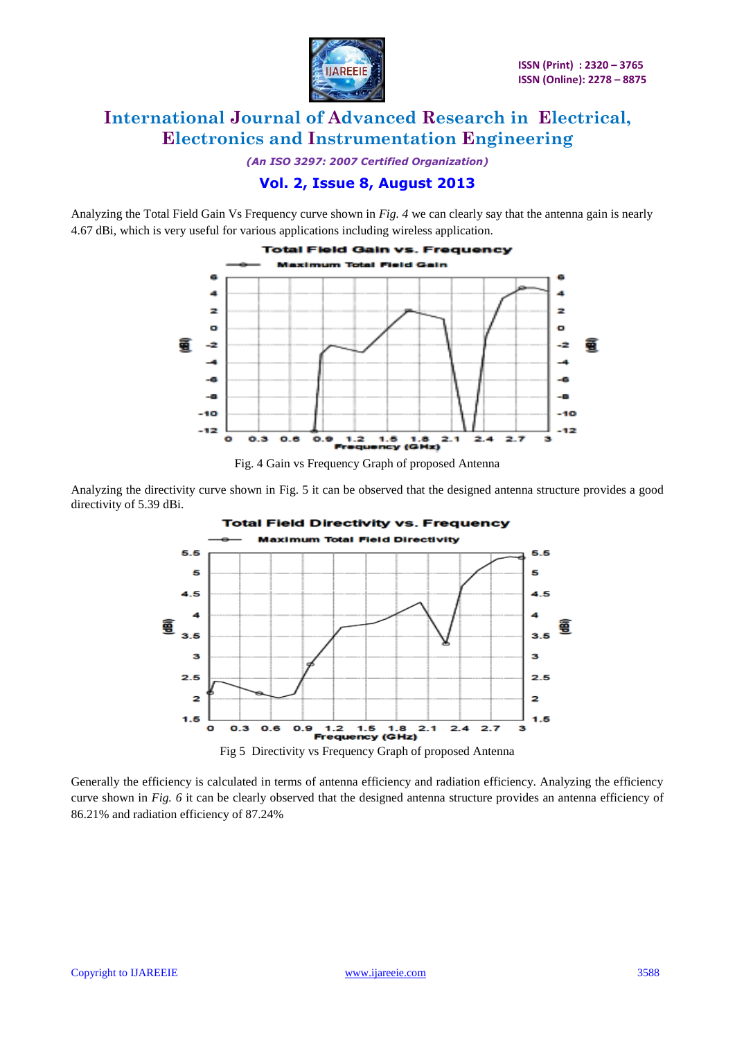Analyzing the Total Field Gain Vs Frequency curve shown in *Fig. 4* we can clearly say that the antenna gain is nearly 4.67 dBi, which is very useful for various applications including wireless application.

Fig. 4 Gain vs Frequency Graph of proposed Antenna

Analyzing the directivity curve shown in Fig. 5 it can be observed that the designed antenna structure provides a good directivity of 5.39 dBi.

Fig 5 Directivity vs Frequency Graph of proposed Antenna

Generally the efficiency is calculated in terms of antenna efficiency and radiation efficiency. Analyzing the efficiency curve shown in *Fig. 6* it can be clearly observed that the designed antenna structure provides an antenna efficiency of 86.21% and radiation efficiency of 87.24%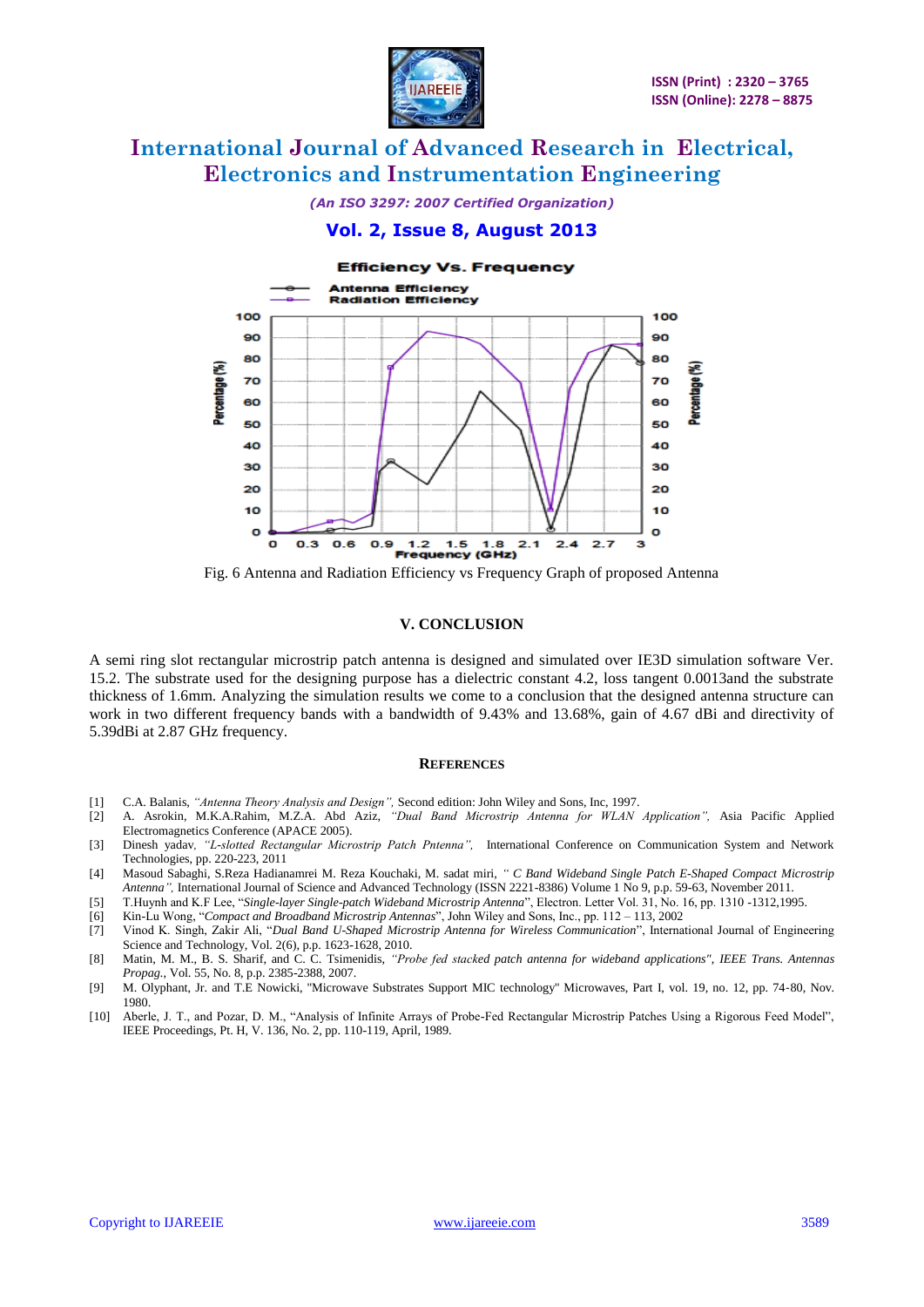Efficiency Vs. Frequency

Antenna Efficiency

Radiation Efficiency

Percentage (%)

100
90
80
70
60
50
40
30
20
10
0

0 0.3 0.6 0.9 1.2 1.5 1.8 2.1 2.4 2.7 3

Frequency (GHz)

Fig. 6 Antenna and Radiation Efficiency vs Frequency Graph of proposed Antenna

## V. CONCLUSION

A semi ring slot rectangular microstrip patch antenna is designed and simulated over IE3D simulation software Ver. 15.2. The substrate used for the designing purpose has a dielectric constant 4.2, loss tangent 0.0013and the substrate thickness of 1.6mm. Analyzing the simulation results we come to a conclusion that the designed antenna structure can work in two different frequency bands with a bandwidth of 9.43% and 13.68%, gain of 4.67 dBi and directivity of 5.39dBi at 2.87 GHz frequency.

## REFERENCES

[1] C.A. Balanis, *"Antenna Theory Analysis and Design"*, Second edition: John Wiley and Sons, Inc, 1997.

[2] A. Asrokin, M.K.A.Rahim, M.Z.A. Abd Aziz, *"Dual Band Microstrip Antenna for WLAN Application"*, Asia Pacific Applied Electromagnetics Conference (APACE 2005).

[3] Dinesh yadav, *"L-slotted Rectangular Microstrip Patch Pntenna"*, International Conference on Communication System and Network Technologies, pp. 220-223, 2011

[4] Masoud Sabaghi, S.Reza Hadianamrei M. Reza Kouchaki, M. sadat miri, *" C Band Wideband Single Patch E-Shaped Compact Microstrip Antenna"*, International Journal of Science and Advanced Technology (ISSN 2221-8386) Volume 1 No 9, p.p. 59-63, November 2011.

[5] T.Huynh and K.F Lee, "*Single-layer Single-patch Wideband Microstrip Antenna*", Electron. Letter Vol. 31, No. 16, pp. 1310 -1312,1995.

[6] Kin-Lu Wong, "*Compact and Broadband Microstrip Antennas*", John Wiley and Sons, Inc., pp. 112 – 113, 2002

[7] Vinod K. Singh, Zakir Ali, "*Dual Band U-Shaped Microstrip Antenna for Wireless Communication*", International Journal of Engineering Science and Technology, Vol. 2(6), p.p. 1623-1628, 2010.

[8] Matin, M. M., B. S. Sharif, and C. C. Tsimenidis, *"Probe fed stacked patch antenna for wideband applications"*, *IEEE Trans. Antennas Propag.*, Vol. 55, No. 8, p.p. 2385-2388, 2007.

[9] M. Olyphant, Jr. and T.E Nowicki, "Microwave Substrates Support MIC technology" Microwaves, Part I, vol. 19, no. 12, pp. 74-80, Nov. 1980.

[10] Aberle, J. T., and Pozar, D. M., "Analysis of Infinite Arrays of Probe-Fed Rectangular Microstrip Patches Using a Rigorous Feed Model", IEEE Proceedings, Pt. H, V. 136, No. 2, pp. 110-119, April, 1989.